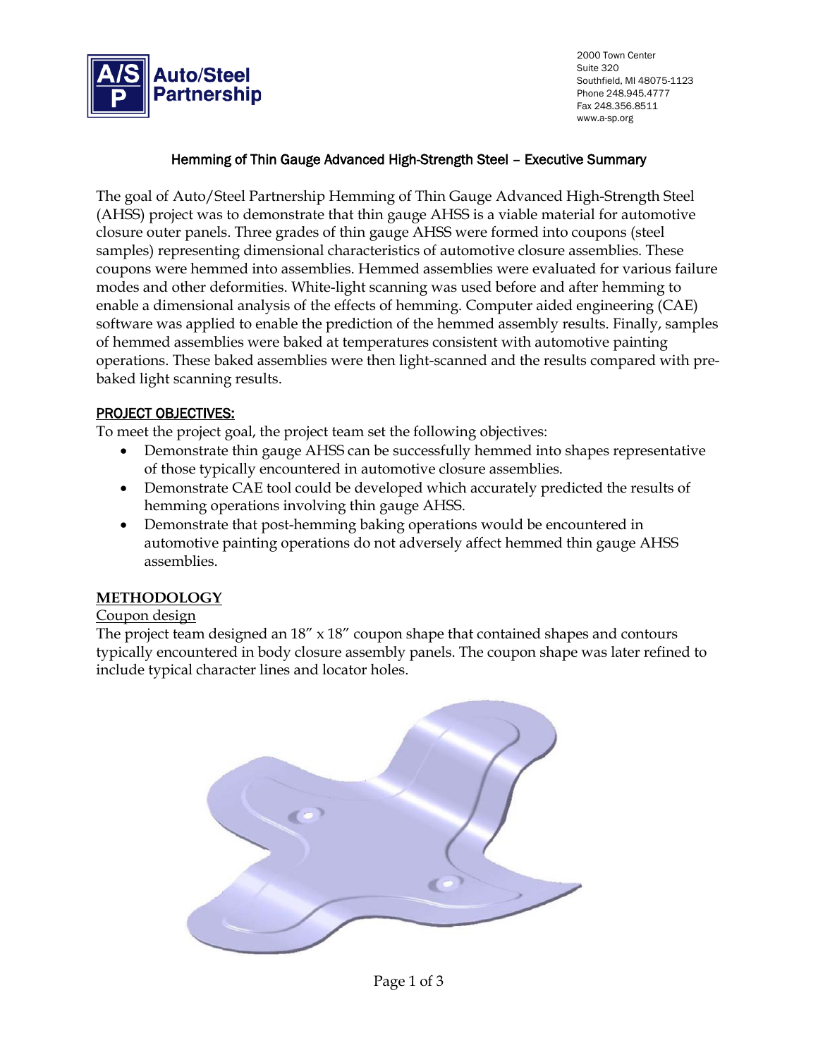Auto/Steel Partnership

2000 Town Center
Suite 320
Southfield, MI 48075-1123
Phone 248.945.4777
Fax 248.356.8511
www.a-sp.org

## Hemming of Thin Gauge Advanced High-Strength Steel – Executive Summary

The goal of Auto/Steel Partnership Hemming of Thin Gauge Advanced High-Strength Steel (AHSS) project was to demonstrate that thin gauge AHSS is a viable material for automotive closure outer panels. Three grades of thin gauge AHSS were formed into coupons (steel samples) representing dimensional characteristics of automotive closure assemblies. These coupons were hemmed into assemblies. Hemmed assemblies were evaluated for various failure modes and other deformities. White-light scanning was used before and after hemming to enable a dimensional analysis of the effects of hemming. Computer aided engineering (CAE) software was applied to enable the prediction of the hemmed assembly results. Finally, samples of hemmed assemblies were baked at temperatures consistent with automotive painting operations. These baked assemblies were then light-scanned and the results compared with pre-baked light scanning results.

### PROJECT OBJECTIVES:

To meet the project goal, the project team set the following objectives:

- Demonstrate thin gauge AHSS can be successfully hemmed into shapes representative of those typically encountered in automotive closure assemblies.
- Demonstrate CAE tool could be developed which accurately predicted the results of hemming operations involving thin gauge AHSS.
- Demonstrate that post-hemming baking operations would be encountered in automotive painting operations do not adversely affect hemmed thin gauge AHSS assemblies.

### METHODOLOGY

Coupon design

The project team designed an 18" x 18" coupon shape that contained shapes and contours typically encountered in body closure assembly panels. The coupon shape was later refined to include typical character lines and locator holes.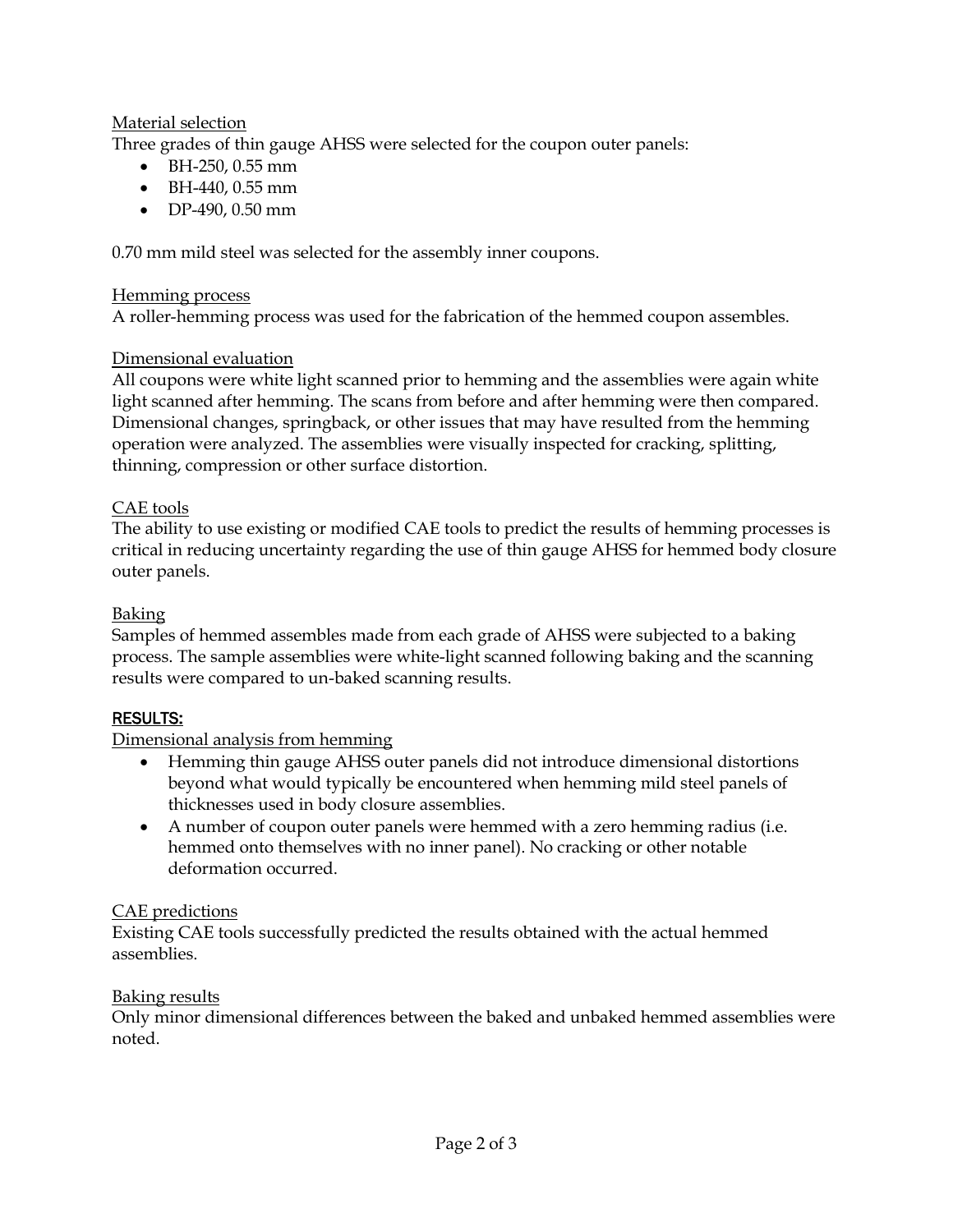Material selection

Three grades of thin gauge AHSS were selected for the coupon outer panels:

- BH-250, 0.55 mm
- BH-440, 0.55 mm
- DP-490, 0.50 mm

0.70 mm mild steel was selected for the assembly inner coupons.

Hemming process

A roller-hemming process was used for the fabrication of the hemmed coupon assembles.

Dimensional evaluation

All coupons were white light scanned prior to hemming and the assemblies were again white light scanned after hemming. The scans from before and after hemming were then compared. Dimensional changes, springback, or other issues that may have resulted from the hemming operation were analyzed. The assemblies were visually inspected for cracking, splitting, thinning, compression or other surface distortion.

CAE tools

The ability to use existing or modified CAE tools to predict the results of hemming processes is critical in reducing uncertainty regarding the use of thin gauge AHSS for hemmed body closure outer panels.

Baking

Samples of hemmed assembles made from each grade of AHSS were subjected to a baking process. The sample assemblies were white-light scanned following baking and the scanning results were compared to un-baked scanning results.

## RESULTS:

Dimensional analysis from hemming

- Hemming thin gauge AHSS outer panels did not introduce dimensional distortions beyond what would typically be encountered when hemming mild steel panels of thicknesses used in body closure assemblies.
- A number of coupon outer panels were hemmed with a zero hemming radius (i.e. hemmed onto themselves with no inner panel). No cracking or other notable deformation occurred.

CAE predictions

Existing CAE tools successfully predicted the results obtained with the actual hemmed assemblies.

Baking results

Only minor dimensional differences between the baked and unbaked hemmed assemblies were noted.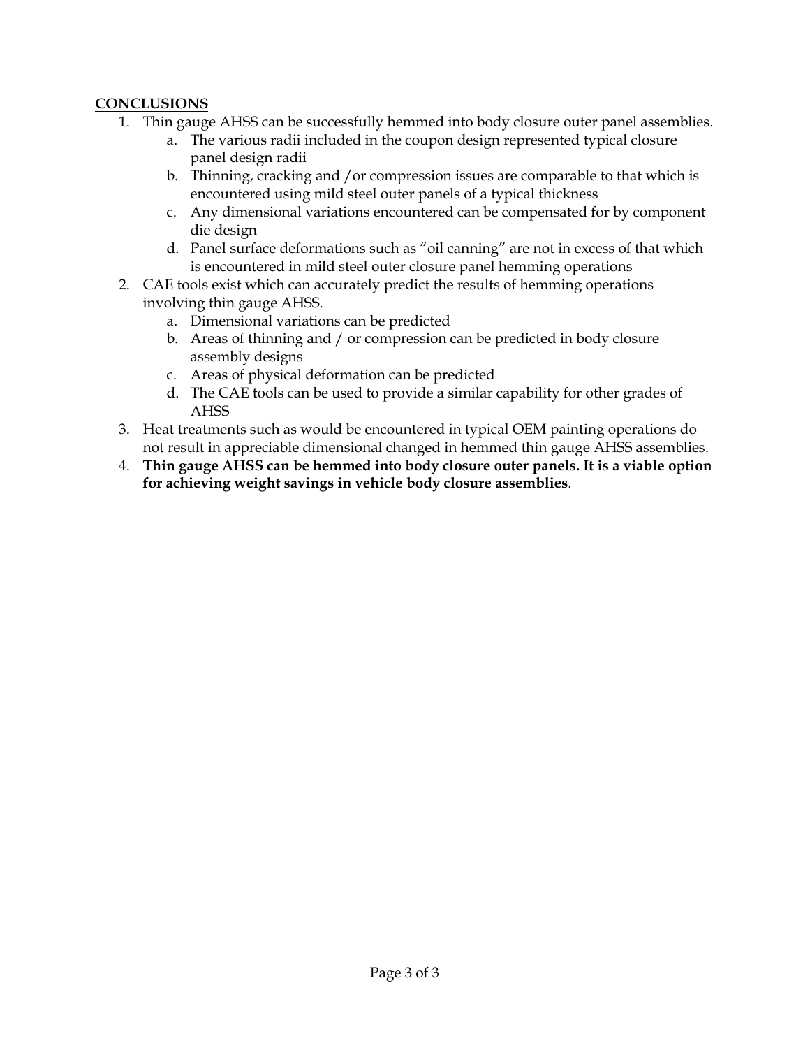## CONCLUSIONS

1. Thin gauge AHSS can be successfully hemmed into body closure outer panel assemblies.
   a. The various radii included in the coupon design represented typical closure panel design radii
   b. Thinning, cracking and /or compression issues are comparable to that which is encountered using mild steel outer panels of a typical thickness
   c. Any dimensional variations encountered can be compensated for by component die design
   d. Panel surface deformations such as "oil canning" are not in excess of that which is encountered in mild steel outer closure panel hemming operations
2. CAE tools exist which can accurately predict the results of hemming operations involving thin gauge AHSS.
   a. Dimensional variations can be predicted
   b. Areas of thinning and / or compression can be predicted in body closure assembly designs
   c. Areas of physical deformation can be predicted
   d. The CAE tools can be used to provide a similar capability for other grades of AHSS
3. Heat treatments such as would be encountered in typical OEM painting operations do not result in appreciable dimensional changed in hemmed thin gauge AHSS assemblies.
4. **Thin gauge AHSS can be hemmed into body closure outer panels. It is a viable option for achieving weight savings in vehicle body closure assemblies**.